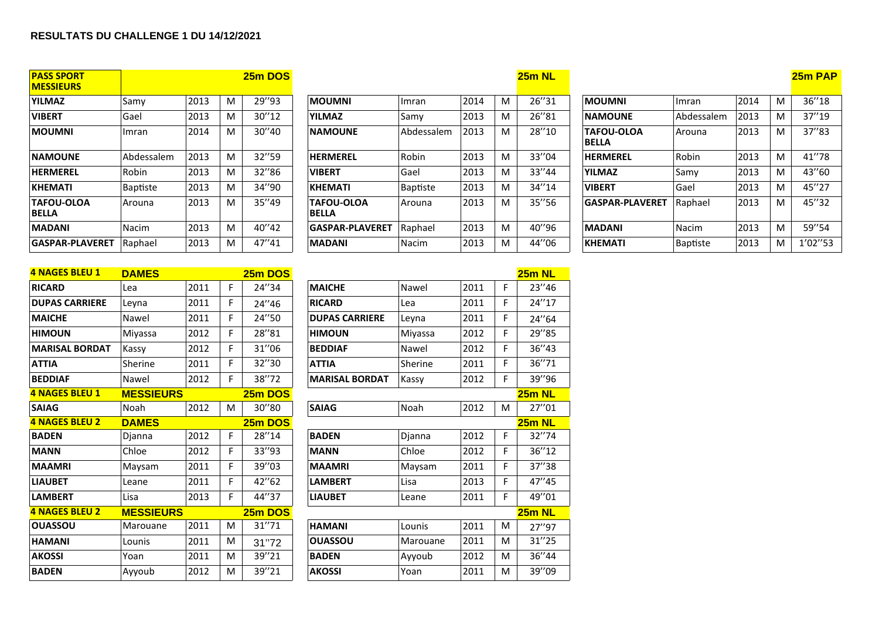# RESULTATS DU CHALLENGE 1 DU 14/12/2021

| PASS SPORT MESSIEURS | | | | 25m DOS |
|---|---|---|---|---|
| YILMAZ | Samy | 2013 | M | 29''93 |
| VIBERT | Gael | 2013 | M | 30''12 |
| MOUMNI | Imran | 2014 | M | 30''40 |
| NAMOUNE | Abdessalem | 2013 | M | 32''59 |
| HERMEREL | Robin | 2013 | M | 32''86 |
| KHEMATI | Baptiste | 2013 | M | 34''90 |
| TAFOU-OLOA BELLA | Arouna | 2013 | M | 35''49 |
| MADANI | Nacim | 2013 | M | 40''42 |
| GASPAR-PLAVERET | Raphael | 2013 | M | 47''41 |

| | | | | 25m NL |
|---|---|---|---|---|
| MOUMNI | Imran | 2014 | M | 26''31 |
| YILMAZ | Samy | 2013 | M | 26''81 |
| NAMOUNE | Abdessalem | 2013 | M | 28''10 |
| HERMEREL | Robin | 2013 | M | 33''04 |
| VIBERT | Gael | 2013 | M | 33''44 |
| KHEMATI | Baptiste | 2013 | M | 34''14 |
| TAFOU-OLOA BELLA | Arouna | 2013 | M | 35''56 |
| GASPAR-PLAVERET | Raphael | 2013 | M | 40''96 |
| MADANI | Nacim | 2013 | M | 44''06 |

| | | | | 25m PAP |
|---|---|---|---|---|
| MOUMNI | Imran | 2014 | M | 36''18 |
| NAMOUNE | Abdessalem | 2013 | M | 37''19 |
| TAFOU-OLOA BELLA | Arouna | 2013 | M | 37''83 |
| HERMEREL | Robin | 2013 | M | 41''78 |
| YILMAZ | Samy | 2013 | M | 43''60 |
| VIBERT | Gael | 2013 | M | 45''27 |
| GASPAR-PLAVERET | Raphael | 2013 | M | 45''32 |
| MADANI | Nacim | 2013 | M | 59''54 |
| KHEMATI | Baptiste | 2013 | M | 1'02''53 |

| 4 NAGES BLEU 1 | DAMES | | | 25m DOS | | | | | 25m NL |
|---|---|---|---|---|---|---|---|---|---|
| RICARD | Lea | 2011 | F | 24''34 | MAICHE | Nawel | 2011 | F | 23''46 |
| DUPAS CARRIERE | Leyna | 2011 | F | 24''46 | RICARD | Lea | 2011 | F | 24''17 |
| MAICHE | Nawel | 2011 | F | 24''50 | DUPAS CARRIERE | Leyna | 2011 | F | 24''64 |
| HIMOUN | Miyassa | 2012 | F | 28''81 | HIMOUN | Miyassa | 2012 | F | 29''85 |
| MARISAL BORDAT | Kassy | 2012 | F | 31''06 | BEDDIAF | Nawel | 2012 | F | 36''43 |
| ATTIA | Sherine | 2011 | F | 32''30 | ATTIA | Sherine | 2011 | F | 36''71 |
| BEDDIAF | Nawel | 2012 | F | 38''72 | MARISAL BORDAT | Kassy | 2012 | F | 39''96 |
| **4 NAGES BLEU 1** | **MESSIEURS** | | | **25m DOS** | | | | | **25m NL** |
| SAIAG | Noah | 2012 | M | 30''80 | SAIAG | Noah | 2012 | M | 27''01 |
| **4 NAGES BLEU 2** | **DAMES** | | | **25m DOS** | | | | | **25m NL** |
| BADEN | Djanna | 2012 | F | 28''14 | BADEN | Djanna | 2012 | F | 32''74 |
| MANN | Chloe | 2012 | F | 33''93 | MANN | Chloe | 2012 | F | 36''12 |
| MAAMRI | Maysam | 2011 | F | 39''03 | MAAMRI | Maysam | 2011 | F | 37''38 |
| LIAUBET | Leane | 2011 | F | 42''62 | LAMBERT | Lisa | 2013 | F | 47''45 |
| LAMBERT | Lisa | 2013 | F | 44''37 | LIAUBET | Leane | 2011 | F | 49''01 |
| **4 NAGES BLEU 2** | **MESSIEURS** | | | **25m DOS** | | | | | **25m NL** |
| OUASSOU | Marouane | 2011 | M | 31''71 | HAMANI | Lounis | 2011 | M | 27''97 |
| HAMANI | Lounis | 2011 | M | 31"72 | OUASSOU | Marouane | 2011 | M | 31''25 |
| AKOSSI | Yoan | 2011 | M | 39''21 | BADEN | Ayyoub | 2012 | M | 36''44 |
| BADEN | Ayyoub | 2012 | M | 39''21 | AKOSSI | Yoan | 2011 | M | 39''09 |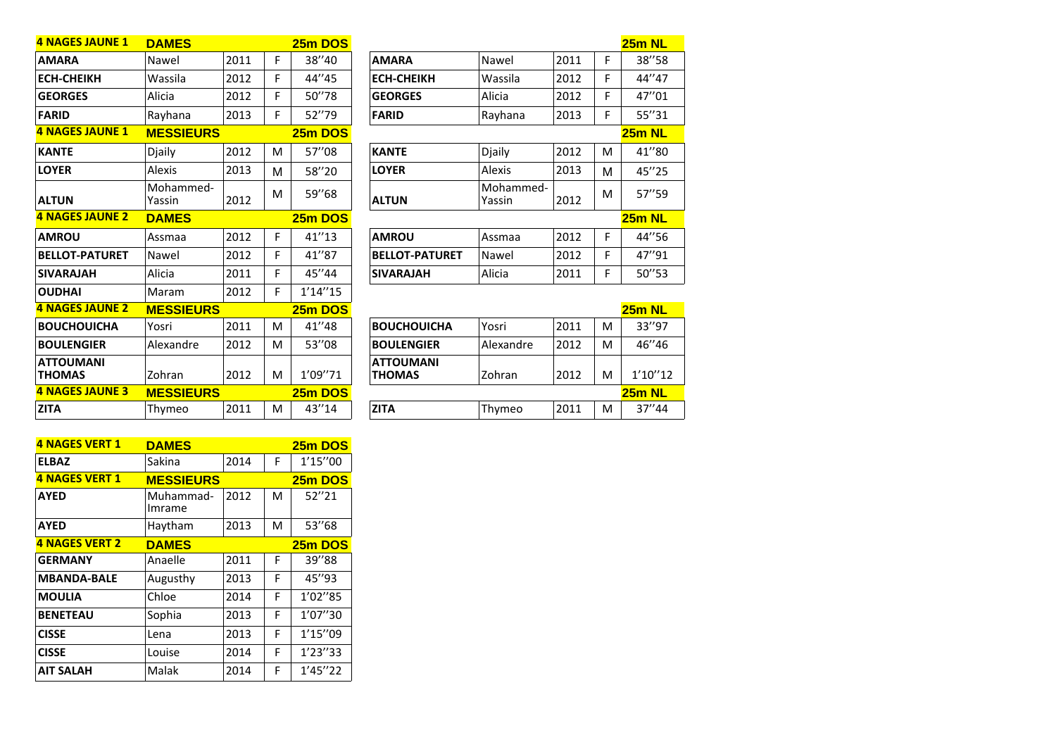| 4 NAGES JAUNE 1 | DAMES | | | 25m DOS | | | | | 25m NL |
|---|---|---|---|---|---|---|---|---|---|
| AMARA | Nawel | 2011 | F | 38''40 | AMARA | Nawel | 2011 | F | 38''58 |
| ECH-CHEIKH | Wassila | 2012 | F | 44''45 | ECH-CHEIKH | Wassila | 2012 | F | 44''47 |
| GEORGES | Alicia | 2012 | F | 50''78 | GEORGES | Alicia | 2012 | F | 47''01 |
| FARID | Rayhana | 2013 | F | 52''79 | FARID | Rayhana | 2013 | F | 55''31 |
| **4 NAGES JAUNE 1** | **MESSIEURS** | | | **25m DOS** | | | | | **25m NL** |
| KANTE | Djaily | 2012 | M | 57''08 | KANTE | Djaily | 2012 | M | 41''80 |
| LOYER | Alexis | 2013 | M | 58''20 | LOYER | Alexis | 2013 | M | 45''25 |
| ALTUN | Mohammed-Yassin | 2012 | M | 59''68 | ALTUN | Mohammed-Yassin | 2012 | M | 57''59 |
| **4 NAGES JAUNE 2** | **DAMES** | | | **25m DOS** | | | | | **25m NL** |
| AMROU | Assmaa | 2012 | F | 41''13 | AMROU | Assmaa | 2012 | F | 44''56 |
| BELLOT-PATURET | Nawel | 2012 | F | 41''87 | BELLOT-PATURET | Nawel | 2012 | F | 47''91 |
| SIVARAJAH | Alicia | 2011 | F | 45''44 | SIVARAJAH | Alicia | 2011 | F | 50''53 |
| OUDHAI | Maram | 2012 | F | 1'14''15 | | | | | |
| **4 NAGES JAUNE 2** | **MESSIEURS** | | | **25m DOS** | | | | | **25m NL** |
| BOUCHOUICHA | Yosri | 2011 | M | 41''48 | BOUCHOUICHA | Yosri | 2011 | M | 33''97 |
| BOULENGIER | Alexandre | 2012 | M | 53''08 | BOULENGIER | Alexandre | 2012 | M | 46''46 |
| ATTOUMANI THOMAS | Zohran | 2012 | M | 1'09''71 | ATTOUMANI THOMAS | Zohran | 2012 | M | 1'10''12 |
| **4 NAGES JAUNE 3** | **MESSIEURS** | | | **25m DOS** | | | | | **25m NL** |
| ZITA | Thymeo | 2011 | M | 43''14 | ZITA | Thymeo | 2011 | M | 37''44 |

| 4 NAGES VERT 1 | DAMES | | | 25m DOS |
|---|---|---|---|---|
| ELBAZ | Sakina | 2014 | F | 1'15''00 |
| **4 NAGES VERT 1** | **MESSIEURS** | | | **25m DOS** |
| AYED | Muhammad-Imrame | 2012 | M | 52''21 |
| AYED | Haytham | 2013 | M | 53''68 |
| **4 NAGES VERT 2** | **DAMES** | | | **25m DOS** |
| GERMANY | Anaelle | 2011 | F | 39''88 |
| MBANDA-BALE | Augusthy | 2013 | F | 45''93 |
| MOULIA | Chloe | 2014 | F | 1'02''85 |
| BENETEAU | Sophia | 2013 | F | 1'07''30 |
| CISSE | Lena | 2013 | F | 1'15''09 |
| CISSE | Louise | 2014 | F | 1'23''33 |
| AIT SALAH | Malak | 2014 | F | 1'45''22 |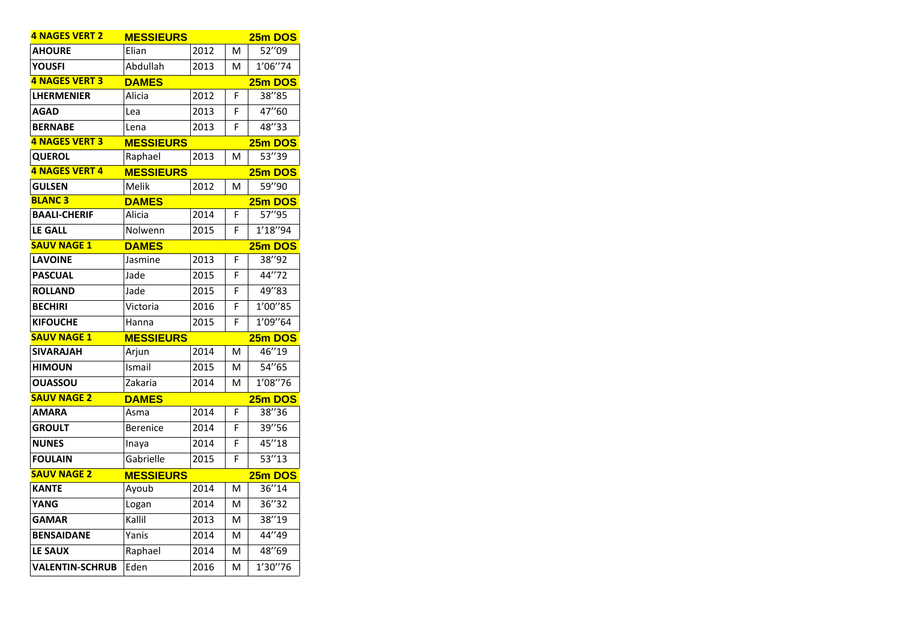| 4 NAGES VERT 2 | MESSIEURS | | | 25m DOS |
|---|---|---|---|---|
| AHOURE | Elian | 2012 | M | 52''09 |
| YOUSFI | Abdullah | 2013 | M | 1'06''74 |
| **4 NAGES VERT 3** | **DAMES** | | | **25m DOS** |
| LHERMENIER | Alicia | 2012 | F | 38''85 |
| AGAD | Lea | 2013 | F | 47''60 |
| BERNABE | Lena | 2013 | F | 48''33 |
| **4 NAGES VERT 3** | **MESSIEURS** | | | **25m DOS** |
| QUEROL | Raphael | 2013 | M | 53''39 |
| **4 NAGES VERT 4** | **MESSIEURS** | | | **25m DOS** |
| GULSEN | Melik | 2012 | M | 59''90 |
| **BLANC 3** | **DAMES** | | | **25m DOS** |
| BAALI-CHERIF | Alicia | 2014 | F | 57''95 |
| LE GALL | Nolwenn | 2015 | F | 1'18''94 |
| **SAUV NAGE 1** | **DAMES** | | | **25m DOS** |
| LAVOINE | Jasmine | 2013 | F | 38''92 |
| PASCUAL | Jade | 2015 | F | 44''72 |
| ROLLAND | Jade | 2015 | F | 49''83 |
| BECHIRI | Victoria | 2016 | F | 1'00''85 |
| KIFOUCHE | Hanna | 2015 | F | 1'09''64 |
| **SAUV NAGE 1** | **MESSIEURS** | | | **25m DOS** |
| SIVARAJAH | Arjun | 2014 | M | 46''19 |
| HIMOUN | Ismail | 2015 | M | 54''65 |
| OUASSOU | Zakaria | 2014 | M | 1'08''76 |
| **SAUV NAGE 2** | **DAMES** | | | **25m DOS** |
| AMARA | Asma | 2014 | F | 38''36 |
| GROULT | Berenice | 2014 | F | 39''56 |
| NUNES | Inaya | 2014 | F | 45''18 |
| FOULAIN | Gabrielle | 2015 | F | 53''13 |
| **SAUV NAGE 2** | **MESSIEURS** | | | **25m DOS** |
| KANTE | Ayoub | 2014 | M | 36''14 |
| YANG | Logan | 2014 | M | 36''32 |
| GAMAR | Kallil | 2013 | M | 38''19 |
| BENSAIDANE | Yanis | 2014 | M | 44''49 |
| LE SAUX | Raphael | 2014 | M | 48''69 |
| VALENTIN-SCHRUB | Eden | 2016 | M | 1'30''76 |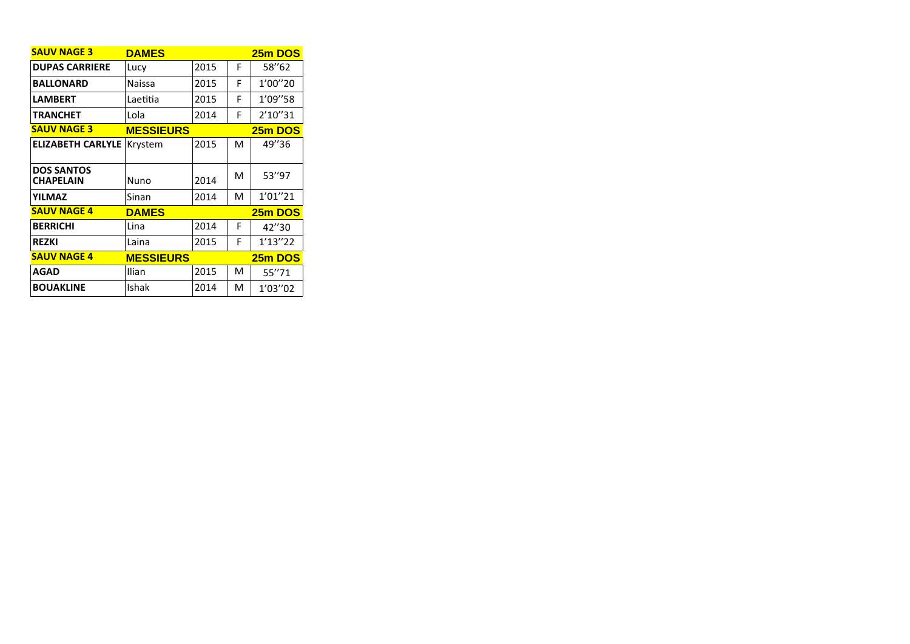| SAUV NAGE 3 | DAMES | | | 25m DOS |
|---|---|---|---|---|
| **DUPAS CARRIERE** | Lucy | 2015 | F | 58''62 |
| **BALLONARD** | Naissa | 2015 | F | 1'00''20 |
| **LAMBERT** | Laetitia | 2015 | F | 1'09''58 |
| **TRANCHET** | Lola | 2014 | F | 2'10''31 |
| **SAUV NAGE 3** | **MESSIEURS** | | | **25m DOS** |
| **ELIZABETH CARLYLE** | Krystem | 2015 | M | 49''36 |
| **DOS SANTOS CHAPELAIN** | Nuno | 2014 | M | 53''97 |
| **YILMAZ** | Sinan | 2014 | M | 1'01''21 |
| **SAUV NAGE 4** | **DAMES** | | | **25m DOS** |
| **BERRICHI** | Lina | 2014 | F | 42''30 |
| **REZKI** | Laina | 2015 | F | 1'13''22 |
| **SAUV NAGE 4** | **MESSIEURS** | | | **25m DOS** |
| **AGAD** | Ilian | 2015 | M | 55''71 |
| **BOUAKLINE** | Ishak | 2014 | M | 1'03''02 |